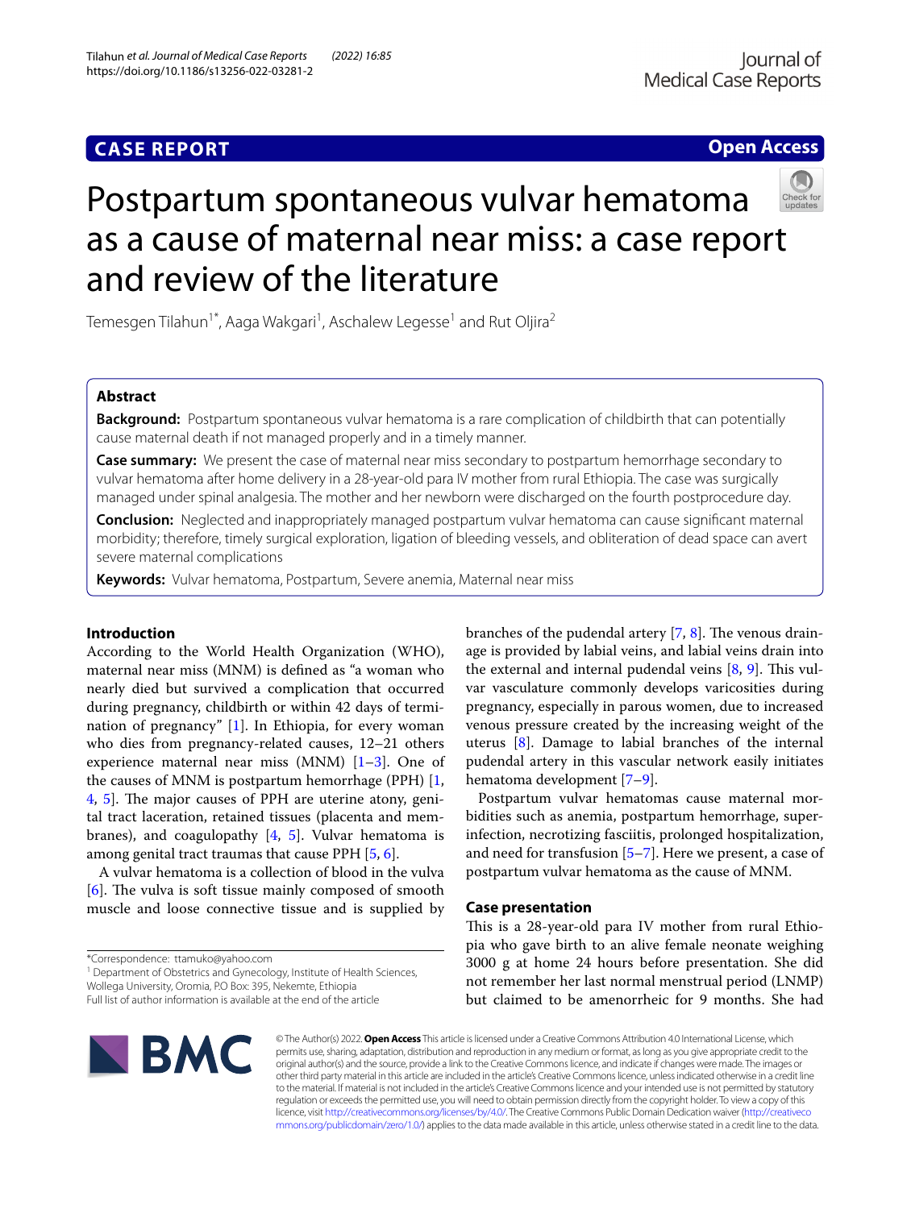**CASE REPORT** **Open Access**

# Postpartum spontaneous vulvar hematoma as a cause of maternal near miss: a case report and review of the literature

Temesgen Tilahun[1*], Aaga Wakgari[1], Aschalew Legesse[1] and Rut Oljira[2]

## Abstract

**Background:** Postpartum spontaneous vulvar hematoma is a rare complication of childbirth that can potentially cause maternal death if not managed properly and in a timely manner.

**Case summary:** We present the case of maternal near miss secondary to postpartum hemorrhage secondary to vulvar hematoma after home delivery in a 28-year-old para IV mother from rural Ethiopia. The case was surgically managed under spinal analgesia. The mother and her newborn were discharged on the fourth postprocedure day.

**Conclusion:** Neglected and inappropriately managed postpartum vulvar hematoma can cause significant maternal morbidity; therefore, timely surgical exploration, ligation of bleeding vessels, and obliteration of dead space can avert severe maternal complications

**Keywords:** Vulvar hematoma, Postpartum, Severe anemia, Maternal near miss

## Introduction

According to the World Health Organization (WHO), maternal near miss (MNM) is defined as "a woman who nearly died but survived a complication that occurred during pregnancy, childbirth or within 42 days of termination of pregnancy" [1]. In Ethiopia, for every woman who dies from pregnancy-related causes, 12–21 others experience maternal near miss (MNM) [1–3]. One of the causes of MNM is postpartum hemorrhage (PPH) [1, 4, 5]. The major causes of PPH are uterine atony, genital tract laceration, retained tissues (placenta and membranes), and coagulopathy [4, 5]. Vulvar hematoma is among genital tract traumas that cause PPH [5, 6].

A vulvar hematoma is a collection of blood in the vulva [6]. The vulva is soft tissue mainly composed of smooth muscle and loose connective tissue and is supplied by branches of the pudendal artery [7, 8]. The venous drainage is provided by labial veins, and labial veins drain into the external and internal pudendal veins [8, 9]. This vulvar vasculature commonly develops varicosities during pregnancy, especially in parous women, due to increased venous pressure created by the increasing weight of the uterus [8]. Damage to labial branches of the internal pudendal artery in this vascular network easily initiates hematoma development [7–9].

Postpartum vulvar hematomas cause maternal morbidities such as anemia, postpartum hemorrhage, superinfection, necrotizing fasciitis, prolonged hospitalization, and need for transfusion [5–7]. Here we present, a case of postpartum vulvar hematoma as the cause of MNM.

## Case presentation

This is a 28-year-old para IV mother from rural Ethiopia who gave birth to an alive female neonate weighing 3000 g at home 24 hours before presentation. She did not remember her last normal menstrual period (LNMP) but claimed to be amenorrheic for 9 months. She had

*Correspondence: ttamuko@yahoo.com
[1] Department of Obstetrics and Gynecology, Institute of Health Sciences, Wollega University, Oromia, P.O Box: 395, Nekemte, Ethiopia
Full list of author information is available at the end of the article

© The Author(s) 2022. **Open Access** This article is licensed under a Creative Commons Attribution 4.0 International License, which permits use, sharing, adaptation, distribution and reproduction in any medium or format, as long as you give appropriate credit to the original author(s) and the source, provide a link to the Creative Commons licence, and indicate if changes were made. The images or other third party material in this article are included in the article's Creative Commons licence, unless indicated otherwise in a credit line to the material. If material is not included in the article's Creative Commons licence and your intended use is not permitted by statutory regulation or exceeds the permitted use, you will need to obtain permission directly from the copyright holder. To view a copy of this licence, visit http://creativecommons.org/licenses/by/4.0/. The Creative Commons Public Domain Dedication waiver (http://creativecommons.org/publicdomain/zero/1.0/) applies to the data made available in this article, unless otherwise stated in a credit line to the data.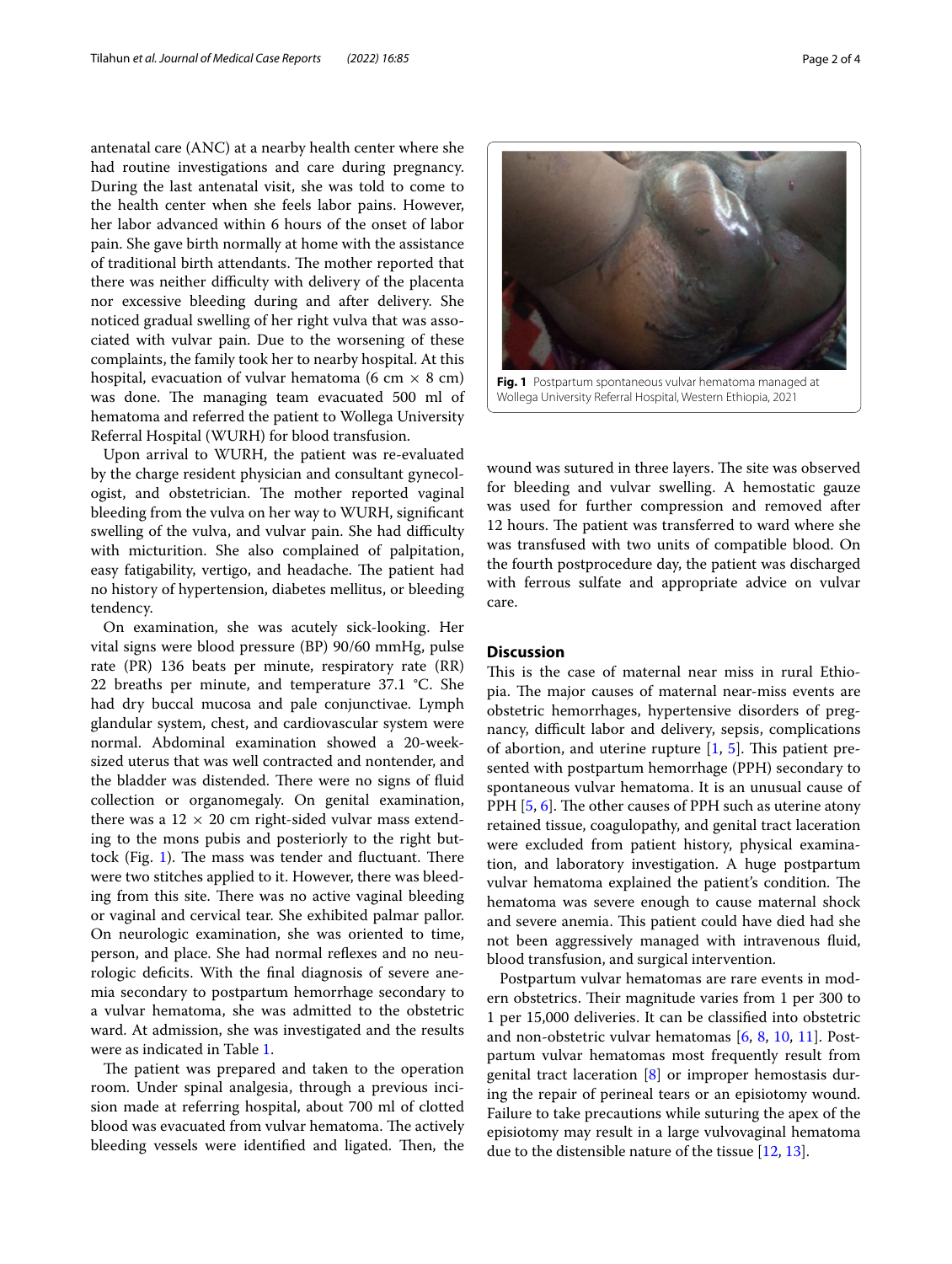antenatal care (ANC) at a nearby health center where she had routine investigations and care during pregnancy. During the last antenatal visit, she was told to come to the health center when she feels labor pains. However, her labor advanced within 6 hours of the onset of labor pain. She gave birth normally at home with the assistance of traditional birth attendants. The mother reported that there was neither difficulty with delivery of the placenta nor excessive bleeding during and after delivery. She noticed gradual swelling of her right vulva that was associated with vulvar pain. Due to the worsening of these complaints, the family took her to nearby hospital. At this hospital, evacuation of vulvar hematoma (6 cm × 8 cm) was done. The managing team evacuated 500 ml of hematoma and referred the patient to Wollega University Referral Hospital (WURH) for blood transfusion.

Upon arrival to WURH, the patient was re-evaluated by the charge resident physician and consultant gynecologist, and obstetrician. The mother reported vaginal bleeding from the vulva on her way to WURH, significant swelling of the vulva, and vulvar pain. She had difficulty with micturition. She also complained of palpitation, easy fatigability, vertigo, and headache. The patient had no history of hypertension, diabetes mellitus, or bleeding tendency.

On examination, she was acutely sick-looking. Her vital signs were blood pressure (BP) 90/60 mmHg, pulse rate (PR) 136 beats per minute, respiratory rate (RR) 22 breaths per minute, and temperature 37.1 °C. She had dry buccal mucosa and pale conjunctivae. Lymph glandular system, chest, and cardiovascular system were normal. Abdominal examination showed a 20-week-sized uterus that was well contracted and nontender, and the bladder was distended. There were no signs of fluid collection or organomegaly. On genital examination, there was a 12 × 20 cm right-sided vulvar mass extending to the mons pubis and posteriorly to the right buttock (Fig. 1). The mass was tender and fluctuant. There were two stitches applied to it. However, there was bleeding from this site. There was no active vaginal bleeding or vaginal and cervical tear. She exhibited palmar pallor. On neurologic examination, she was oriented to time, person, and place. She had normal reflexes and no neurologic deficits. With the final diagnosis of severe anemia secondary to postpartum hemorrhage secondary to a vulvar hematoma, she was admitted to the obstetric ward. At admission, she was investigated and the results were as indicated in Table 1.

The patient was prepared and taken to the operation room. Under spinal analgesia, through a previous incision made at referring hospital, about 700 ml of clotted blood was evacuated from vulvar hematoma. The actively bleeding vessels were identified and ligated. Then, the wound was sutured in three layers. The site was observed for bleeding and vulvar swelling. A hemostatic gauze was used for further compression and removed after 12 hours. The patient was transferred to ward where she was transfused with two units of compatible blood. On the fourth postprocedure day, the patient was discharged with ferrous sulfate and appropriate advice on vulvar care.

**Fig. 1** Postpartum spontaneous vulvar hematoma managed at Wollega University Referral Hospital, Western Ethiopia, 2021

## Discussion

This is the case of maternal near miss in rural Ethiopia. The major causes of maternal near-miss events are obstetric hemorrhages, hypertensive disorders of pregnancy, difficult labor and delivery, sepsis, complications of abortion, and uterine rupture [1, 5]. This patient presented with postpartum hemorrhage (PPH) secondary to spontaneous vulvar hematoma. It is an unusual cause of PPH [5, 6]. The other causes of PPH such as uterine atony retained tissue, coagulopathy, and genital tract laceration were excluded from patient history, physical examination, and laboratory investigation. A huge postpartum vulvar hematoma explained the patient's condition. The hematoma was severe enough to cause maternal shock and severe anemia. This patient could have died had she not been aggressively managed with intravenous fluid, blood transfusion, and surgical intervention.

Postpartum vulvar hematomas are rare events in modern obstetrics. Their magnitude varies from 1 per 300 to 1 per 15,000 deliveries. It can be classified into obstetric and non-obstetric vulvar hematomas [6, 8, 10, 11]. Postpartum vulvar hematomas most frequently result from genital tract laceration [8] or improper hemostasis during the repair of perineal tears or an episiotomy wound. Failure to take precautions while suturing the apex of the episiotomy may result in a large vulvovaginal hematoma due to the distensible nature of the tissue [12, 13].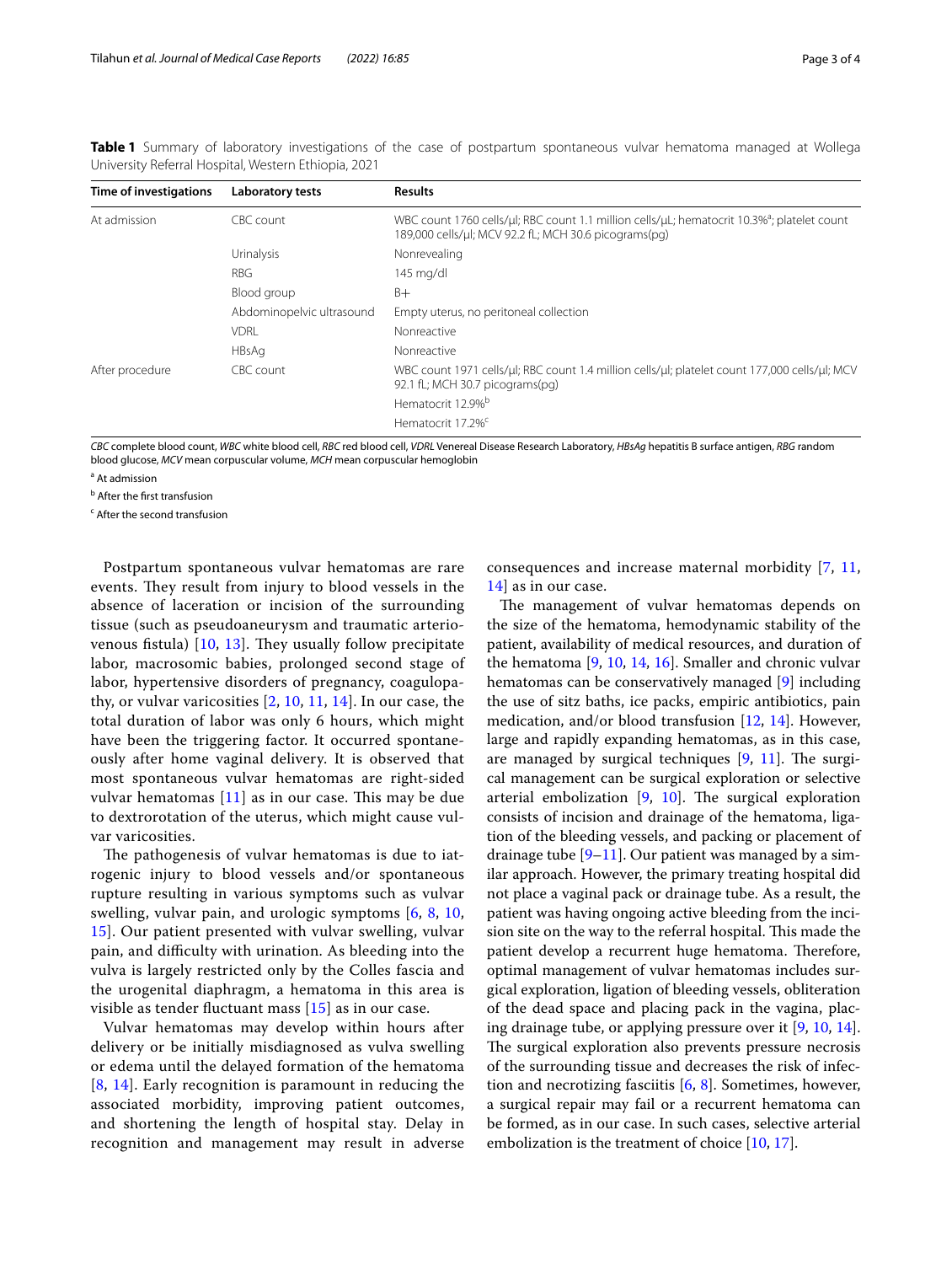**Table 1** Summary of laboratory investigations of the case of postpartum spontaneous vulvar hematoma managed at Wollega University Referral Hospital, Western Ethiopia, 2021

| Time of investigations | Laboratory tests | Results |
|---|---|---|
| At admission | CBC count | WBC count 1760 cells/μl; RBC count 1.1 million cells/μL; hematocrit 10.3%[a]; platelet count 189,000 cells/μl; MCV 92.2 fL; MCH 30.6 picograms(pg) |
| | Urinalysis | Nonrevealing |
| | RBG | 145 mg/dl |
| | Blood group | B+ |
| | Abdominopelvic ultrasound | Empty uterus, no peritoneal collection |
| | VDRL | Nonreactive |
| | HBsAg | Nonreactive |
| After procedure | CBC count | WBC count 1971 cells/μl; RBC count 1.4 million cells/μl; platelet count 177,000 cells/μl; MCV 92.1 fL; MCH 30.7 picograms(pg) |
| | | Hematocrit 12.9%[b] |
| | | Hematocrit 17.2%[c] |

*CBC* complete blood count, *WBC* white blood cell, *RBC* red blood cell, *VDRL* Venereal Disease Research Laboratory, *HBsAg* hepatitis B surface antigen, *RBG* random blood glucose, *MCV* mean corpuscular volume, *MCH* mean corpuscular hemoglobin

[a] At admission

[b] After the first transfusion

[c] After the second transfusion

Postpartum spontaneous vulvar hematomas are rare events. They result from injury to blood vessels in the absence of laceration or incision of the surrounding tissue (such as pseudoaneurysm and traumatic arteriovenous fistula) [10, 13]. They usually follow precipitate labor, macrosomic babies, prolonged second stage of labor, hypertensive disorders of pregnancy, coagulopathy, or vulvar varicosities [2, 10, 11, 14]. In our case, the total duration of labor was only 6 hours, which might have been the triggering factor. It occurred spontaneously after home vaginal delivery. It is observed that most spontaneous vulvar hematomas are right-sided vulvar hematomas [11] as in our case. This may be due to dextrorotation of the uterus, which might cause vulvar varicosities.

The pathogenesis of vulvar hematomas is due to iatrogenic injury to blood vessels and/or spontaneous rupture resulting in various symptoms such as vulvar swelling, vulvar pain, and urologic symptoms [6, 8, 10, 15]. Our patient presented with vulvar swelling, vulvar pain, and difficulty with urination. As bleeding into the vulva is largely restricted only by the Colles fascia and the urogenital diaphragm, a hematoma in this area is visible as tender fluctuant mass [15] as in our case.

Vulvar hematomas may develop within hours after delivery or be initially misdiagnosed as vulva swelling or edema until the delayed formation of the hematoma [8, 14]. Early recognition is paramount in reducing the associated morbidity, improving patient outcomes, and shortening the length of hospital stay. Delay in recognition and management may result in adverse consequences and increase maternal morbidity [7, 11, 14] as in our case.

The management of vulvar hematomas depends on the size of the hematoma, hemodynamic stability of the patient, availability of medical resources, and duration of the hematoma [9, 10, 14, 16]. Smaller and chronic vulvar hematomas can be conservatively managed [9] including the use of sitz baths, ice packs, empiric antibiotics, pain medication, and/or blood transfusion [12, 14]. However, large and rapidly expanding hematomas, as in this case, are managed by surgical techniques [9, 11]. The surgical management can be surgical exploration or selective arterial embolization [9, 10]. The surgical exploration consists of incision and drainage of the hematoma, ligation of the bleeding vessels, and packing or placement of drainage tube [9–11]. Our patient was managed by a similar approach. However, the primary treating hospital did not place a vaginal pack or drainage tube. As a result, the patient was having ongoing active bleeding from the incision site on the way to the referral hospital. This made the patient develop a recurrent huge hematoma. Therefore, optimal management of vulvar hematomas includes surgical exploration, ligation of bleeding vessels, obliteration of the dead space and placing pack in the vagina, placing drainage tube, or applying pressure over it [9, 10, 14]. The surgical exploration also prevents pressure necrosis of the surrounding tissue and decreases the risk of infection and necrotizing fasciitis [6, 8]. Sometimes, however, a surgical repair may fail or a recurrent hematoma can be formed, as in our case. In such cases, selective arterial embolization is the treatment of choice [10, 17].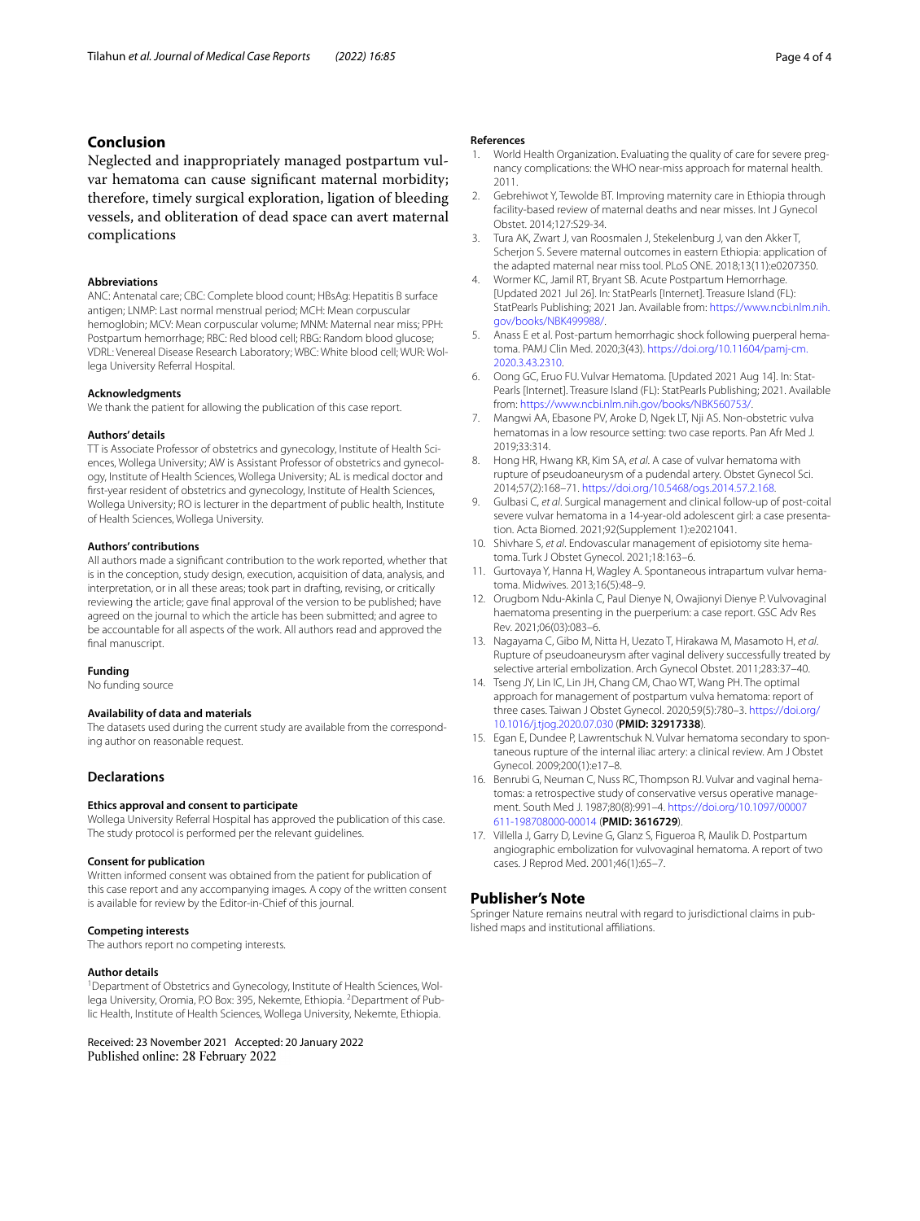## Conclusion

Neglected and inappropriately managed postpartum vulvar hematoma can cause significant maternal morbidity; therefore, timely surgical exploration, ligation of bleeding vessels, and obliteration of dead space can avert maternal complications

### Abbreviations

ANC: Antenatal care; CBC: Complete blood count; HBsAg: Hepatitis B surface antigen; LNMP: Last normal menstrual period; MCH: Mean corpuscular hemoglobin; MCV: Mean corpuscular volume; MNM: Maternal near miss; PPH: Postpartum hemorrhage; RBC: Red blood cell; RBG: Random blood glucose; VDRL: Venereal Disease Research Laboratory; WBC: White blood cell; WUR: Wollega University Referral Hospital.

### Acknowledgments

We thank the patient for allowing the publication of this case report.

### Authors' details

TT is Associate Professor of obstetrics and gynecology, Institute of Health Sciences, Wollega University; AW is Assistant Professor of obstetrics and gynecology, Institute of Health Sciences, Wollega University; AL is medical doctor and first-year resident of obstetrics and gynecology, Institute of Health Sciences, Wollega University; RO is lecturer in the department of public health, Institute of Health Sciences, Wollega University.

### Authors' contributions

All authors made a significant contribution to the work reported, whether that is in the conception, study design, execution, acquisition of data, analysis, and interpretation, or in all these areas; took part in drafting, revising, or critically reviewing the article; gave final approval of the version to be published; have agreed on the journal to which the article has been submitted; and agree to be accountable for all aspects of the work. All authors read and approved the final manuscript.

### Funding

No funding source

### Availability of data and materials

The datasets used during the current study are available from the corresponding author on reasonable request.

## Declarations

### Ethics approval and consent to participate

Wollega University Referral Hospital has approved the publication of this case. The study protocol is performed per the relevant guidelines.

### Consent for publication

Written informed consent was obtained from the patient for publication of this case report and any accompanying images. A copy of the written consent is available for review by the Editor-in-Chief of this journal.

### Competing interests

The authors report no competing interests.

### Author details

[1]Department of Obstetrics and Gynecology, Institute of Health Sciences, Wollega University, Oromia, P.O Box: 395, Nekemte, Ethiopia. [2]Department of Public Health, Institute of Health Sciences, Wollega University, Nekemte, Ethiopia.

Received: 23 November 2021 Accepted: 20 January 2022
Published online: 28 February 2022

### References

1. World Health Organization. Evaluating the quality of care for severe pregnancy complications: the WHO near-miss approach for maternal health. 2011.
2. Gebrehiwot Y, Tewolde BT. Improving maternity care in Ethiopia through facility-based review of maternal deaths and near misses. Int J Gynecol Obstet. 2014;127:S29-34.
3. Tura AK, Zwart J, van Roosmalen J, Stekelenburg J, van den Akker T, Scherjon S. Severe maternal outcomes in eastern Ethiopia: application of the adapted maternal near miss tool. PLoS ONE. 2018;13(11):e0207350.
4. Wormer KC, Jamil RT, Bryant SB. Acute Postpartum Hemorrhage. [Updated 2021 Jul 26]. In: StatPearls [Internet]. Treasure Island (FL): StatPearls Publishing; 2021 Jan. Available from: https://www.ncbi.nlm.nih.gov/books/NBK499988/.
5. Anass E et al. Post-partum hemorrhagic shock following puerperal hematoma. PAMJ Clin Med. 2020;3(43). https://doi.org/10.11604/pamj-cm.2020.3.43.2310.
6. Oong GC, Eruo FU. Vulvar Hematoma. [Updated 2021 Aug 14]. In: StatPearls [Internet]. Treasure Island (FL): StatPearls Publishing; 2021. Available from: https://www.ncbi.nlm.nih.gov/books/NBK560753/.
7. Mangwi AA, Ebasone PV, Aroke D, Ngek LT, Nji AS. Non-obstetric vulva hematomas in a low resource setting: two case reports. Pan Afr Med J. 2019;33:314.
8. Hong HR, Hwang KR, Kim SA, *et al*. A case of vulvar hematoma with rupture of pseudoaneurysm of a pudendal artery. Obstet Gynecol Sci. 2014;57(2):168–71. https://doi.org/10.5468/ogs.2014.57.2.168.
9. Gulbasi C, *et al*. Surgical management and clinical follow-up of post-coital severe vulvar hematoma in a 14-year-old adolescent girl: a case presentation. Acta Biomed. 2021;92(Supplement 1):e2021041.
10. Shivhare S, *et al*. Endovascular management of episiotomy site hematoma. Turk J Obstet Gynecol. 2021;18:163–6.
11. Gurtovaya Y, Hanna H, Wagley A. Spontaneous intrapartum vulvar hematoma. Midwives. 2013;16(5):48–9.
12. Orugbom Ndu-Akinla C, Paul Dienye N, Owajionyi Dienye P. Vulvovaginal haematoma presenting in the puerperium: a case report. GSC Adv Res Rev. 2021;06(03):083–6.
13. Nagayama C, Gibo M, Nitta H, Uezato T, Hirakawa M, Masamoto H, *et al*. Rupture of pseudoaneurysm after vaginal delivery successfully treated by selective arterial embolization. Arch Gynecol Obstet. 2011;283:37–40.
14. Tseng JY, Lin IC, Lin JH, Chang CM, Chao WT, Wang PH. The optimal approach for management of postpartum vulva hematoma: report of three cases. Taiwan J Obstet Gynecol. 2020;59(5):780–3. https://doi.org/10.1016/j.tjog.2020.07.030 (**PMID: 32917338**).
15. Egan E, Dundee P, Lawrentschuk N. Vulvar hematoma secondary to spontaneous rupture of the internal iliac artery: a clinical review. Am J Obstet Gynecol. 2009;200(1):e17–8.
16. Benrubi G, Neuman C, Nuss RC, Thompson RJ. Vulvar and vaginal hematomas: a retrospective study of conservative versus operative management. South Med J. 1987;80(8):991–4. https://doi.org/10.1097/00007611-198708000-00014 (**PMID: 3616729**).
17. Villella J, Garry D, Levine G, Glanz S, Figueroa R, Maulik D. Postpartum angiographic embolization for vulvovaginal hematoma. A report of two cases. J Reprod Med. 2001;46(1):65–7.

## Publisher's Note

Springer Nature remains neutral with regard to jurisdictional claims in published maps and institutional affiliations.